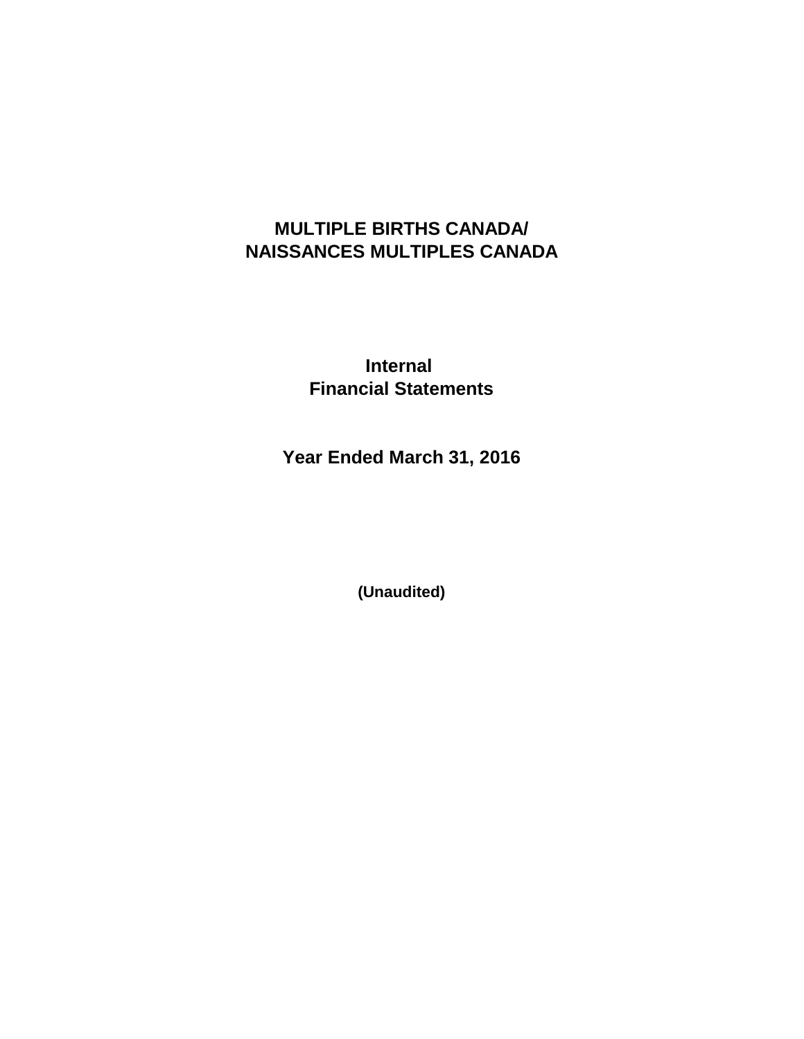# MULTIPLE BIRTHS CANADA/
# NAISSANCES MULTIPLES CANADA

## Internal
## Financial Statements

## Year Ended March 31, 2016

**(Unaudited)**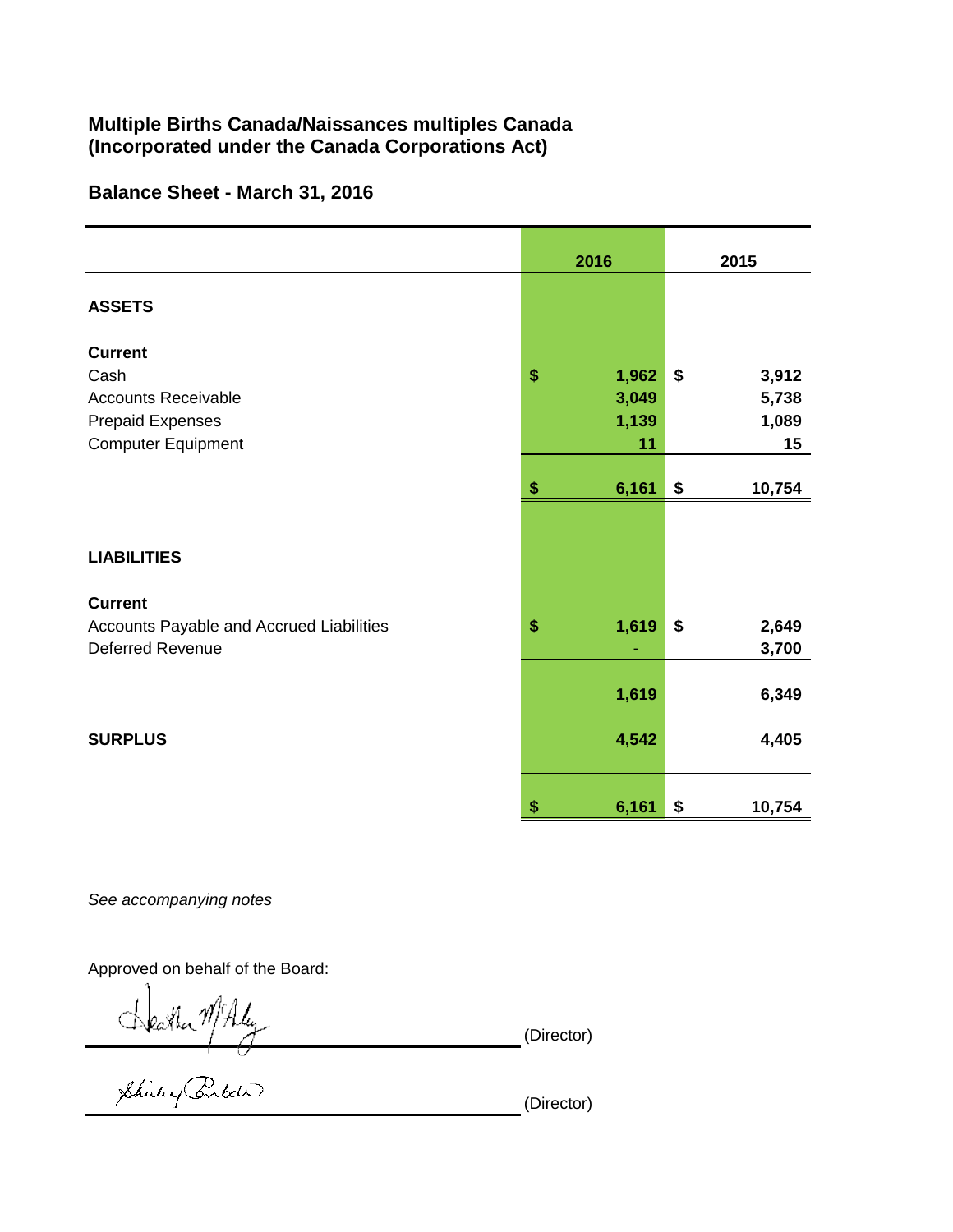## Multiple Births Canada/Naissances multiples Canada
## (Incorporated under the Canada Corporations Act)

### Balance Sheet - March 31, 2016

| | 2016 | 2015 |
|---|---|---|
| **ASSETS** | | |
| **Current** | | |
| Cash | $ 1,962 | $ 3,912 |
| Accounts Receivable | 3,049 | 5,738 |
| Prepaid Expenses | 1,139 | 1,089 |
| Computer Equipment | 11 | 15 |
| | $ 6,161 | $ 10,754 |
| **LIABILITIES** | | |
| **Current** | | |
| Accounts Payable and Accrued Liabilities | $ 1,619 | $ 2,649 |
| Deferred Revenue | - | 3,700 |
| | 1,619 | 6,349 |
| **SURPLUS** | 4,542 | 4,405 |
| | $ 6,161 | $ 10,754 |

*See accompanying notes*

Approved on behalf of the Board:

_______________________ (Director)

_______________________ (Director)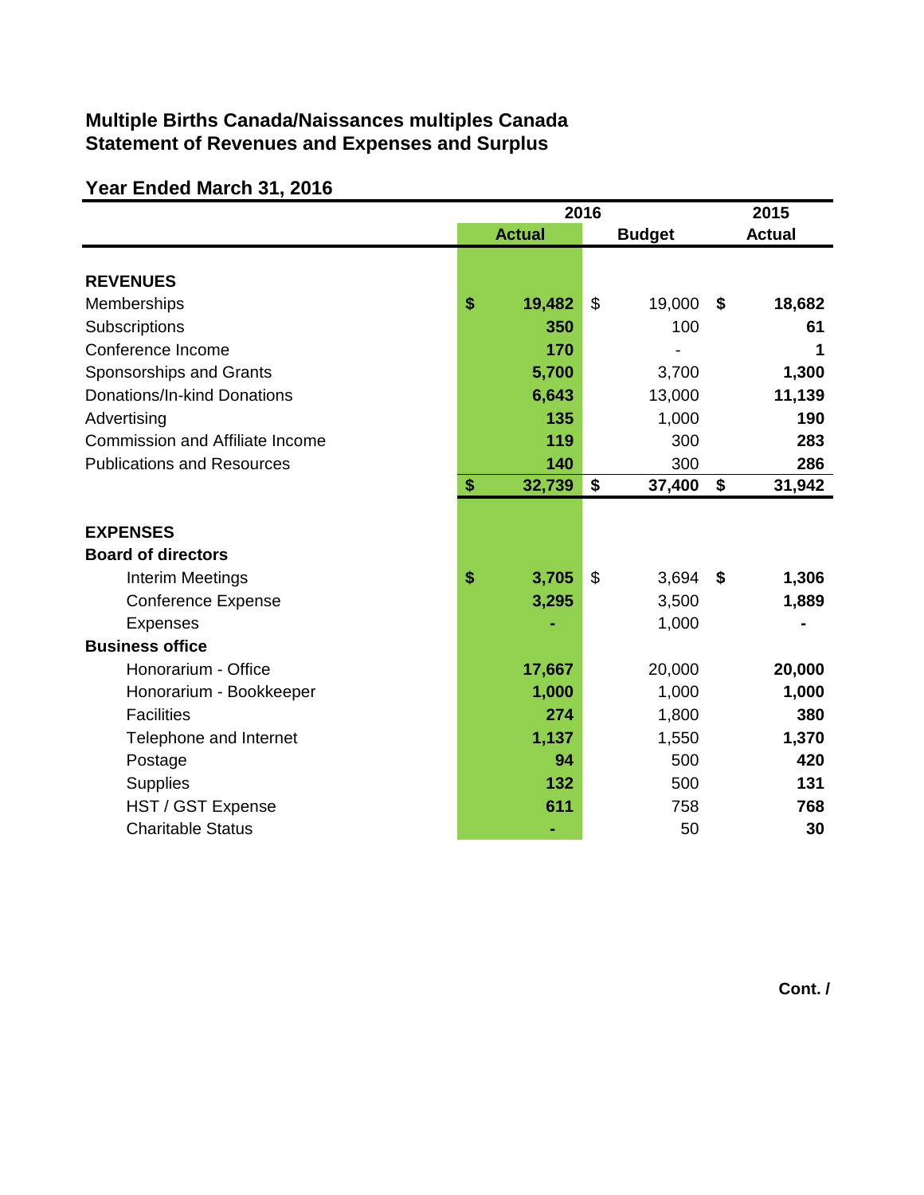**Multiple Births Canada/Naissances multiples Canada**
**Statement of Revenues and Expenses and Surplus**

**Year Ended March 31, 2016**

| | 2016 Actual | 2016 Budget | 2015 Actual |
|---|---|---|---|
| **REVENUES** | | | |
| Memberships | **$ 19,482** | $ 19,000 | **$ 18,682** |
| Subscriptions | **350** | 100 | **61** |
| Conference Income | **170** | - | **1** |
| Sponsorships and Grants | **5,700** | 3,700 | **1,300** |
| Donations/In-kind Donations | **6,643** | 13,000 | **11,139** |
| Advertising | **135** | 1,000 | **190** |
| Commission and Affiliate Income | **119** | 300 | **283** |
| Publications and Resources | **140** | 300 | **286** |
| | **$ 32,739** | **$ 37,400** | **$ 31,942** |
| **EXPENSES** | | | |
| **Board of directors** | | | |
| Interim Meetings | **$ 3,705** | $ 3,694 | **$ 1,306** |
| Conference Expense | **3,295** | 3,500 | **1,889** |
| Expenses | **-** | 1,000 | **-** |
| **Business office** | | | |
| Honorarium - Office | **17,667** | 20,000 | **20,000** |
| Honorarium - Bookkeeper | **1,000** | 1,000 | **1,000** |
| Facilities | **274** | 1,800 | **380** |
| Telephone and Internet | **1,137** | 1,550 | **1,370** |
| Postage | **94** | 500 | **420** |
| Supplies | **132** | 500 | **131** |
| HST / GST Expense | **611** | 758 | **768** |
| Charitable Status | **-** | 50 | **30** |

**Cont. /**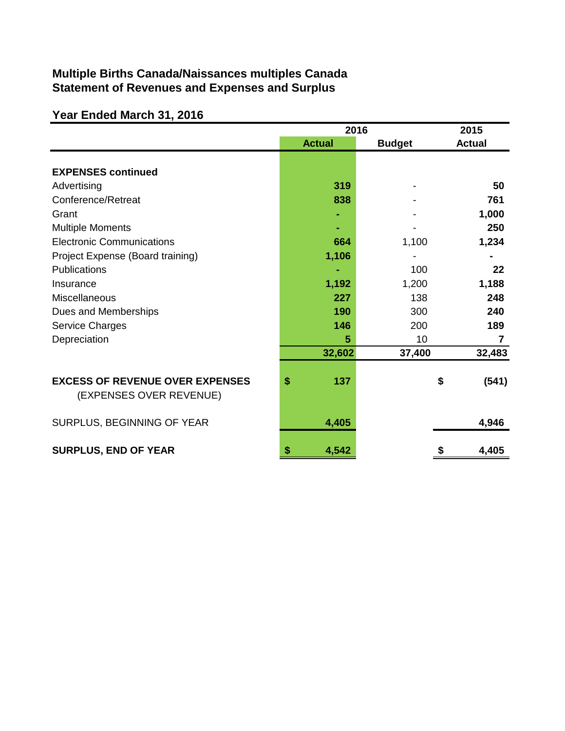**Multiple Births Canada/Naissances multiples Canada**
**Statement of Revenues and Expenses and Surplus**

**Year Ended March 31, 2016**

| | 2016 | | 2015 |
|---|---|---|---|
| | **Actual** | **Budget** | **Actual** |
| **EXPENSES continued** | | | |
| Advertising | **319** | - | **50** |
| Conference/Retreat | **838** | - | **761** |
| Grant | **-** | - | **1,000** |
| Multiple Moments | **-** | - | **250** |
| Electronic Communications | **664** | 1,100 | **1,234** |
| Project Expense (Board training) | **1,106** | - | **-** |
| Publications | **-** | 100 | **22** |
| Insurance | **1,192** | 1,200 | **1,188** |
| Miscellaneous | **227** | 138 | **248** |
| Dues and Memberships | **190** | 300 | **240** |
| Service Charges | **146** | 200 | **189** |
| Depreciation | **5** | 10 | **7** |
| | **32,602** | **37,400** | **32,483** |
| **EXCESS OF REVENUE OVER EXPENSES** (EXPENSES OVER REVENUE) | **$ 137** | | **$ (541)** |
| SURPLUS, BEGINNING OF YEAR | **4,405** | | **4,946** |
| **SURPLUS, END OF YEAR** | **$ 4,542** | | **$ 4,405** |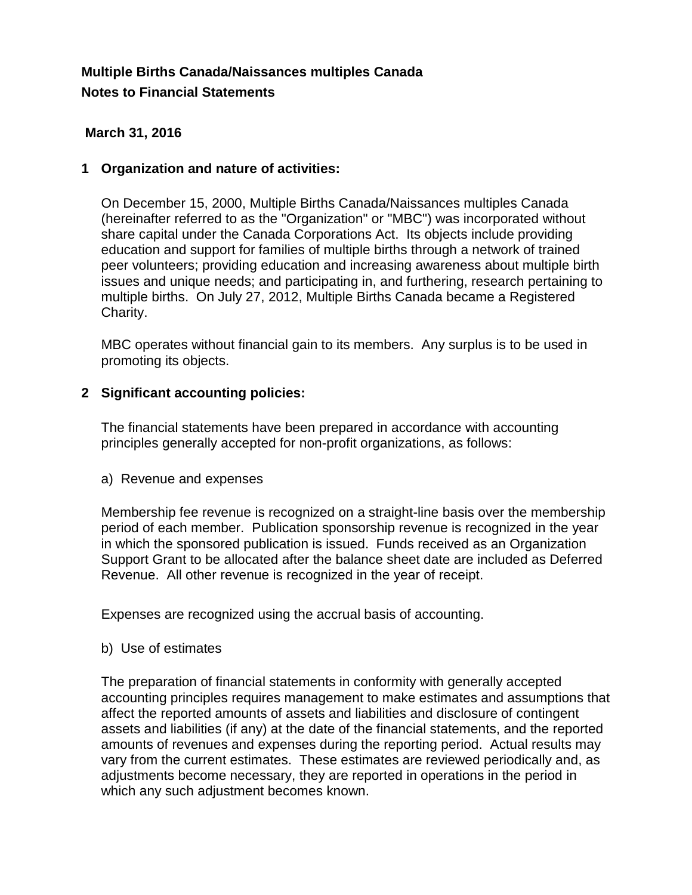**Multiple Births Canada/Naissances multiples Canada**
**Notes to Financial Statements**

**March 31, 2016**

## 1 Organization and nature of activities:

On December 15, 2000, Multiple Births Canada/Naissances multiples Canada (hereinafter referred to as the "Organization" or "MBC") was incorporated without share capital under the Canada Corporations Act. Its objects include providing education and support for families of multiple births through a network of trained peer volunteers; providing education and increasing awareness about multiple birth issues and unique needs; and participating in, and furthering, research pertaining to multiple births. On July 27, 2012, Multiple Births Canada became a Registered Charity.

MBC operates without financial gain to its members. Any surplus is to be used in promoting its objects.

## 2 Significant accounting policies:

The financial statements have been prepared in accordance with accounting principles generally accepted for non-profit organizations, as follows:

a) Revenue and expenses

Membership fee revenue is recognized on a straight-line basis over the membership period of each member. Publication sponsorship revenue is recognized in the year in which the sponsored publication is issued. Funds received as an Organization Support Grant to be allocated after the balance sheet date are included as Deferred Revenue. All other revenue is recognized in the year of receipt.

Expenses are recognized using the accrual basis of accounting.

b) Use of estimates

The preparation of financial statements in conformity with generally accepted accounting principles requires management to make estimates and assumptions that affect the reported amounts of assets and liabilities and disclosure of contingent assets and liabilities (if any) at the date of the financial statements, and the reported amounts of revenues and expenses during the reporting period. Actual results may vary from the current estimates. These estimates are reviewed periodically and, as adjustments become necessary, they are reported in operations in the period in which any such adjustment becomes known.